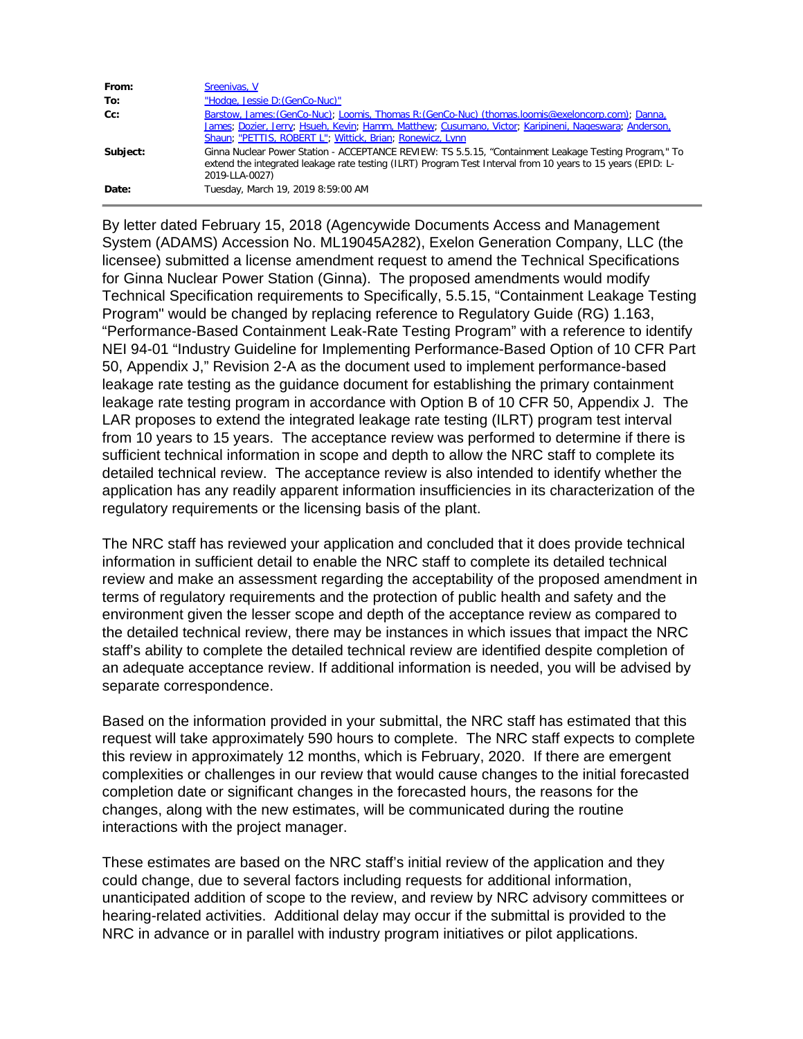| | |
|---|---|
| **From:** | Sreenivas, V |
| **To:** | "Hodge, Jessie D:(GenCo-Nuc)" |
| **Cc:** | Barstow, James:(GenCo-Nuc); Loomis, Thomas R:(GenCo-Nuc) (thomas.loomis@exeloncorp.com); Danna, James; Dozier, Jerry; Hsueh, Kevin; Hamm, Matthew; Cusumano, Victor; Karipineni, Nageswara; Anderson, Shaun; "PETTIS, ROBERT L"; Wittick, Brian; Ronewicz, Lynn |
| **Subject:** | Ginna Nuclear Power Station - ACCEPTANCE REVIEW: TS 5.5.15, "Containment Leakage Testing Program," To extend the integrated leakage rate testing (ILRT) Program Test Interval from 10 years to 15 years (EPID: L-2019-LLA-0027) |
| **Date:** | Tuesday, March 19, 2019 8:59:00 AM |

By letter dated February 15, 2018 (Agencywide Documents Access and Management System (ADAMS) Accession No. ML19045A282), Exelon Generation Company, LLC (the licensee) submitted a license amendment request to amend the Technical Specifications for Ginna Nuclear Power Station (Ginna). The proposed amendments would modify Technical Specification requirements to Specifically, 5.5.15, "Containment Leakage Testing Program" would be changed by replacing reference to Regulatory Guide (RG) 1.163, "Performance-Based Containment Leak-Rate Testing Program" with a reference to identify NEI 94-01 "Industry Guideline for Implementing Performance-Based Option of 10 CFR Part 50, Appendix J," Revision 2-A as the document used to implement performance-based leakage rate testing as the guidance document for establishing the primary containment leakage rate testing program in accordance with Option B of 10 CFR 50, Appendix J. The LAR proposes to extend the integrated leakage rate testing (ILRT) program test interval from 10 years to 15 years. The acceptance review was performed to determine if there is sufficient technical information in scope and depth to allow the NRC staff to complete its detailed technical review. The acceptance review is also intended to identify whether the application has any readily apparent information insufficiencies in its characterization of the regulatory requirements or the licensing basis of the plant.

The NRC staff has reviewed your application and concluded that it does provide technical information in sufficient detail to enable the NRC staff to complete its detailed technical review and make an assessment regarding the acceptability of the proposed amendment in terms of regulatory requirements and the protection of public health and safety and the environment given the lesser scope and depth of the acceptance review as compared to the detailed technical review, there may be instances in which issues that impact the NRC staff's ability to complete the detailed technical review are identified despite completion of an adequate acceptance review. If additional information is needed, you will be advised by separate correspondence.

Based on the information provided in your submittal, the NRC staff has estimated that this request will take approximately 590 hours to complete. The NRC staff expects to complete this review in approximately 12 months, which is February, 2020. If there are emergent complexities or challenges in our review that would cause changes to the initial forecasted completion date or significant changes in the forecasted hours, the reasons for the changes, along with the new estimates, will be communicated during the routine interactions with the project manager.

These estimates are based on the NRC staff's initial review of the application and they could change, due to several factors including requests for additional information, unanticipated addition of scope to the review, and review by NRC advisory committees or hearing-related activities. Additional delay may occur if the submittal is provided to the NRC in advance or in parallel with industry program initiatives or pilot applications.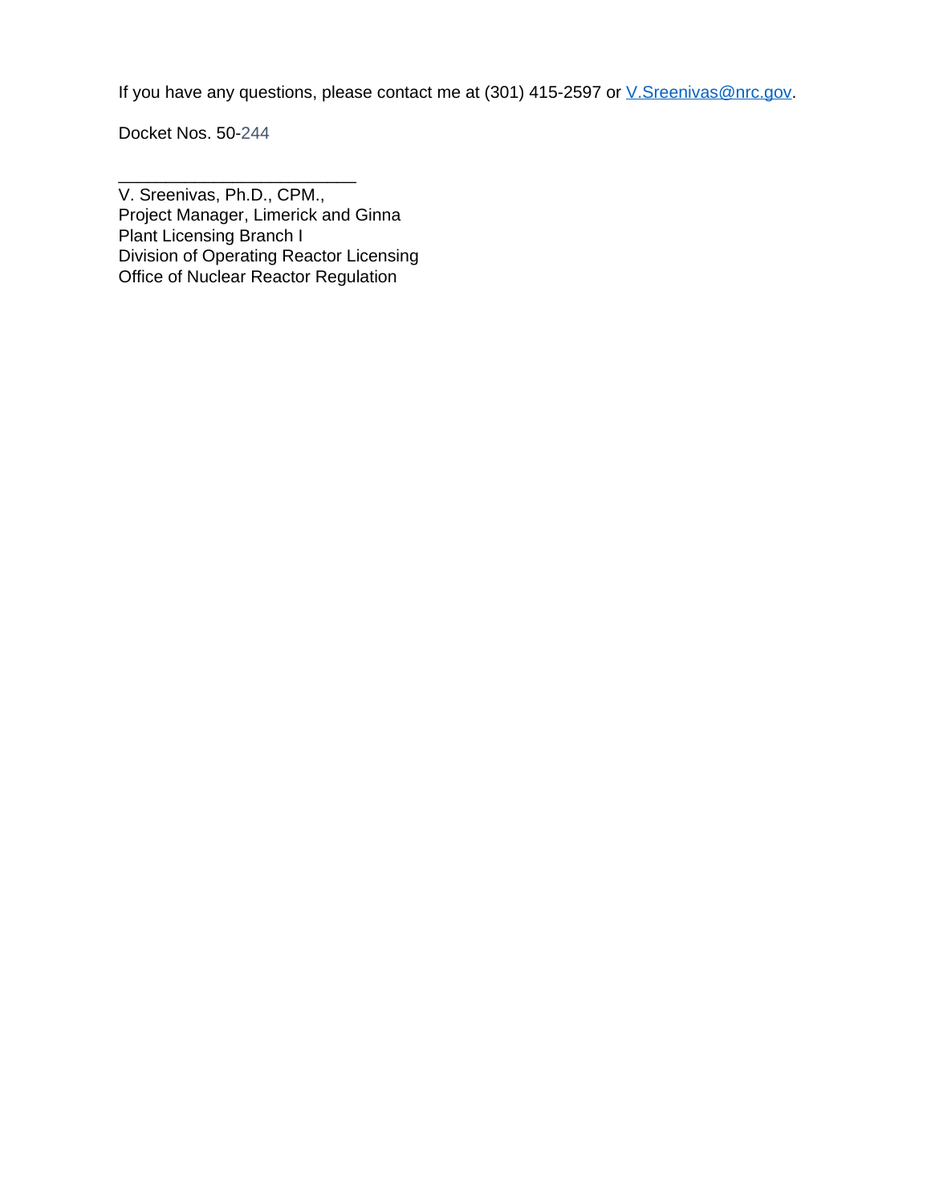If you have any questions, please contact me at (301) 415-2597 or V.Sreenivas@nrc.gov.

Docket Nos. 50-244

_________________________

V. Sreenivas, Ph.D., CPM.,
Project Manager, Limerick and Ginna
Plant Licensing Branch I
Division of Operating Reactor Licensing
Office of Nuclear Reactor Regulation